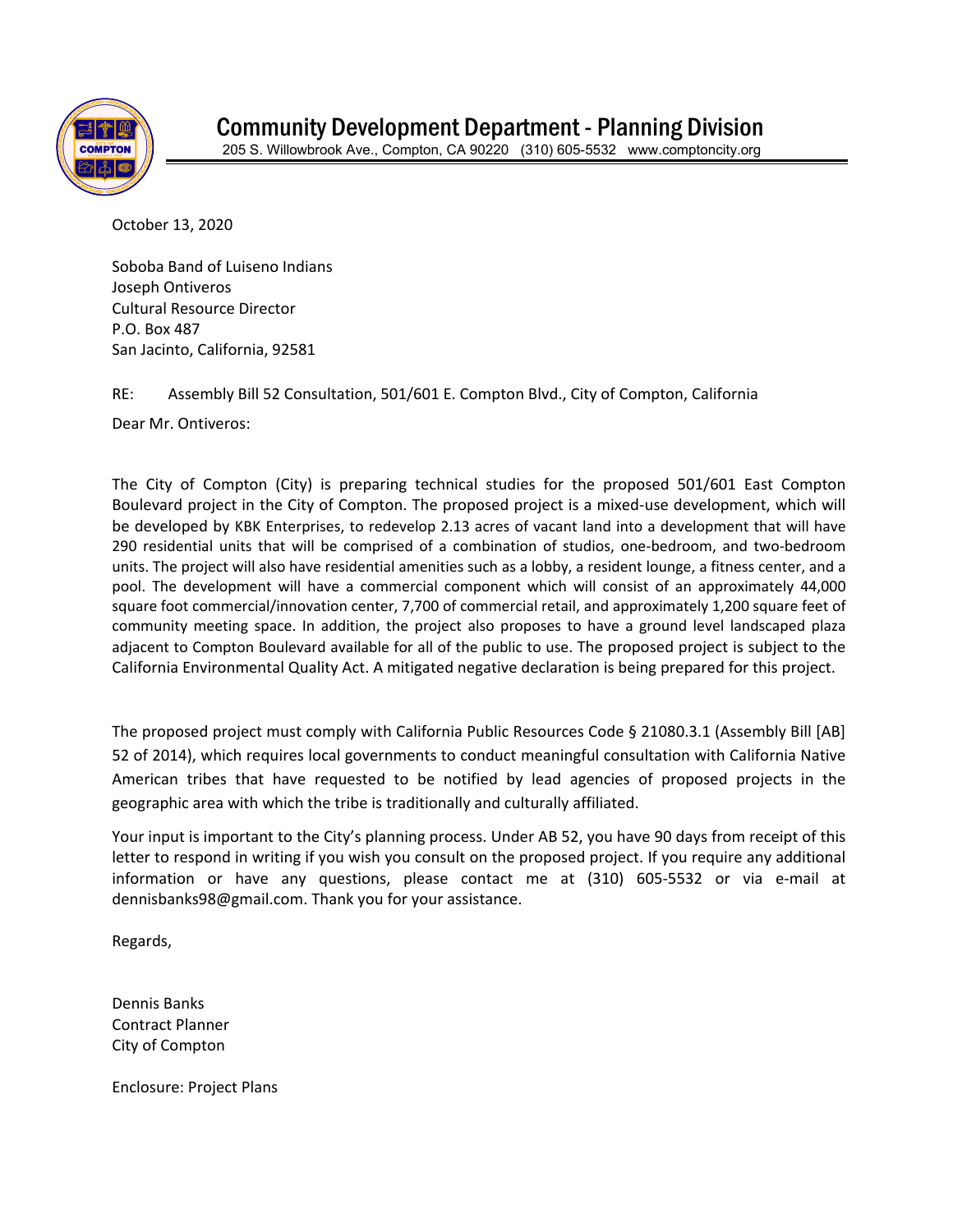# Community Development Department - Planning Division

205 S. Willowbrook Ave., Compton, CA 90220 (310) 605-5532 www.comptoncity.org

October 13, 2020

Soboba Band of Luiseno Indians
Joseph Ontiveros
Cultural Resource Director
P.O. Box 487
San Jacinto, California, 92581

RE: Assembly Bill 52 Consultation, 501/601 E. Compton Blvd., City of Compton, California

Dear Mr. Ontiveros:

The City of Compton (City) is preparing technical studies for the proposed 501/601 East Compton Boulevard project in the City of Compton. The proposed project is a mixed-use development, which will be developed by KBK Enterprises, to redevelop 2.13 acres of vacant land into a development that will have 290 residential units that will be comprised of a combination of studios, one-bedroom, and two-bedroom units. The project will also have residential amenities such as a lobby, a resident lounge, a fitness center, and a pool. The development will have a commercial component which will consist of an approximately 44,000 square foot commercial/innovation center, 7,700 of commercial retail, and approximately 1,200 square feet of community meeting space. In addition, the project also proposes to have a ground level landscaped plaza adjacent to Compton Boulevard available for all of the public to use. The proposed project is subject to the California Environmental Quality Act. A mitigated negative declaration is being prepared for this project.

The proposed project must comply with California Public Resources Code § 21080.3.1 (Assembly Bill [AB] 52 of 2014), which requires local governments to conduct meaningful consultation with California Native American tribes that have requested to be notified by lead agencies of proposed projects in the geographic area with which the tribe is traditionally and culturally affiliated.

Your input is important to the City's planning process. Under AB 52, you have 90 days from receipt of this letter to respond in writing if you wish you consult on the proposed project. If you require any additional information or have any questions, please contact me at (310) 605-5532 or via e-mail at dennisbanks98@gmail.com. Thank you for your assistance.

Regards,

Dennis Banks
Contract Planner
City of Compton

Enclosure: Project Plans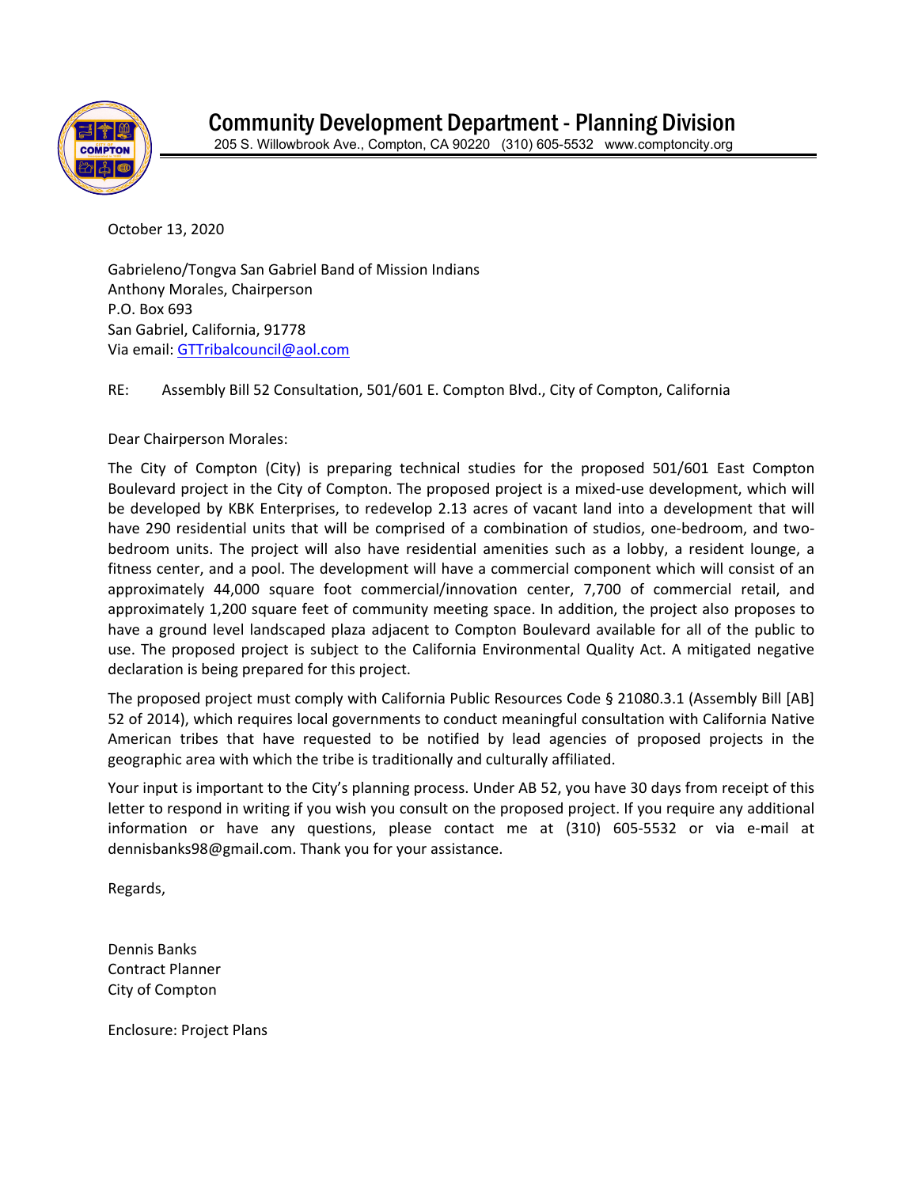# Community Development Department - Planning Division

205 S. Willowbrook Ave., Compton, CA 90220 (310) 605-5532 www.comptoncity.org

October 13, 2020

Gabrieleno/Tongva San Gabriel Band of Mission Indians
Anthony Morales, Chairperson
P.O. Box 693
San Gabriel, California, 91778
Via email: GTTribalcouncil@aol.com

RE: Assembly Bill 52 Consultation, 501/601 E. Compton Blvd., City of Compton, California

Dear Chairperson Morales:

The City of Compton (City) is preparing technical studies for the proposed 501/601 East Compton Boulevard project in the City of Compton. The proposed project is a mixed-use development, which will be developed by KBK Enterprises, to redevelop 2.13 acres of vacant land into a development that will have 290 residential units that will be comprised of a combination of studios, one-bedroom, and two-bedroom units. The project will also have residential amenities such as a lobby, a resident lounge, a fitness center, and a pool. The development will have a commercial component which will consist of an approximately 44,000 square foot commercial/innovation center, 7,700 of commercial retail, and approximately 1,200 square feet of community meeting space. In addition, the project also proposes to have a ground level landscaped plaza adjacent to Compton Boulevard available for all of the public to use. The proposed project is subject to the California Environmental Quality Act. A mitigated negative declaration is being prepared for this project.

The proposed project must comply with California Public Resources Code § 21080.3.1 (Assembly Bill [AB] 52 of 2014), which requires local governments to conduct meaningful consultation with California Native American tribes that have requested to be notified by lead agencies of proposed projects in the geographic area with which the tribe is traditionally and culturally affiliated.

Your input is important to the City's planning process. Under AB 52, you have 30 days from receipt of this letter to respond in writing if you wish you consult on the proposed project. If you require any additional information or have any questions, please contact me at (310) 605-5532 or via e-mail at dennisbanks98@gmail.com. Thank you for your assistance.

Regards,

Dennis Banks
Contract Planner
City of Compton

Enclosure: Project Plans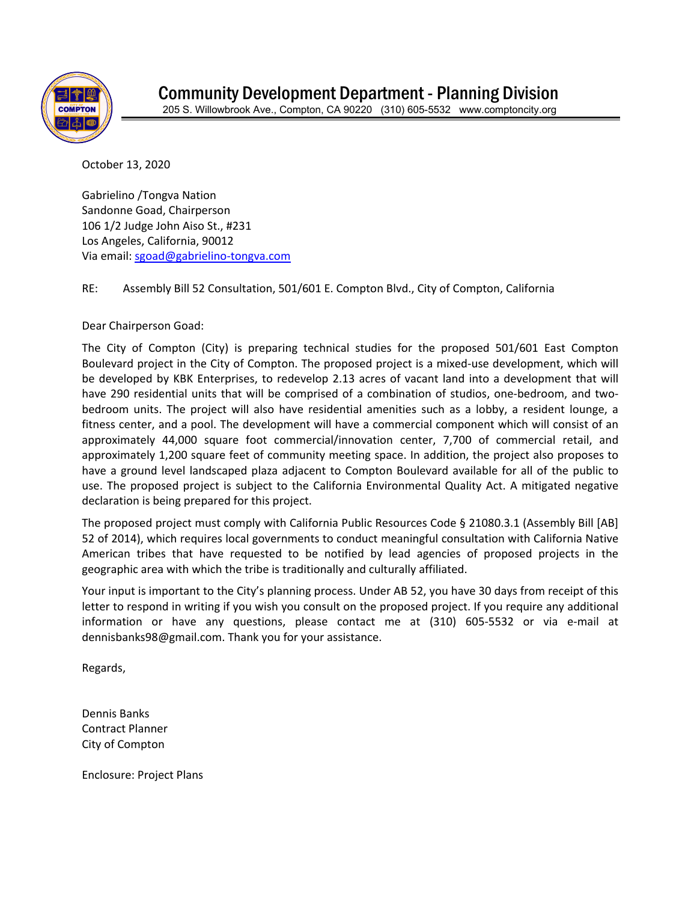# Community Development Department - Planning Division

205 S. Willowbrook Ave., Compton, CA 90220 (310) 605-5532 www.comptoncity.org

October 13, 2020

Gabrielino /Tongva Nation
Sandonne Goad, Chairperson
106 1/2 Judge John Aiso St., #231
Los Angeles, California, 90012
Via email: sgoad@gabrielino-tongva.com

RE: Assembly Bill 52 Consultation, 501/601 E. Compton Blvd., City of Compton, California

Dear Chairperson Goad:

The City of Compton (City) is preparing technical studies for the proposed 501/601 East Compton Boulevard project in the City of Compton. The proposed project is a mixed-use development, which will be developed by KBK Enterprises, to redevelop 2.13 acres of vacant land into a development that will have 290 residential units that will be comprised of a combination of studios, one-bedroom, and two-bedroom units. The project will also have residential amenities such as a lobby, a resident lounge, a fitness center, and a pool. The development will have a commercial component which will consist of an approximately 44,000 square foot commercial/innovation center, 7,700 of commercial retail, and approximately 1,200 square feet of community meeting space. In addition, the project also proposes to have a ground level landscaped plaza adjacent to Compton Boulevard available for all of the public to use. The proposed project is subject to the California Environmental Quality Act. A mitigated negative declaration is being prepared for this project.

The proposed project must comply with California Public Resources Code § 21080.3.1 (Assembly Bill [AB] 52 of 2014), which requires local governments to conduct meaningful consultation with California Native American tribes that have requested to be notified by lead agencies of proposed projects in the geographic area with which the tribe is traditionally and culturally affiliated.

Your input is important to the City's planning process. Under AB 52, you have 30 days from receipt of this letter to respond in writing if you wish you consult on the proposed project. If you require any additional information or have any questions, please contact me at (310) 605-5532 or via e-mail at dennisbanks98@gmail.com. Thank you for your assistance.

Regards,

Dennis Banks
Contract Planner
City of Compton

Enclosure: Project Plans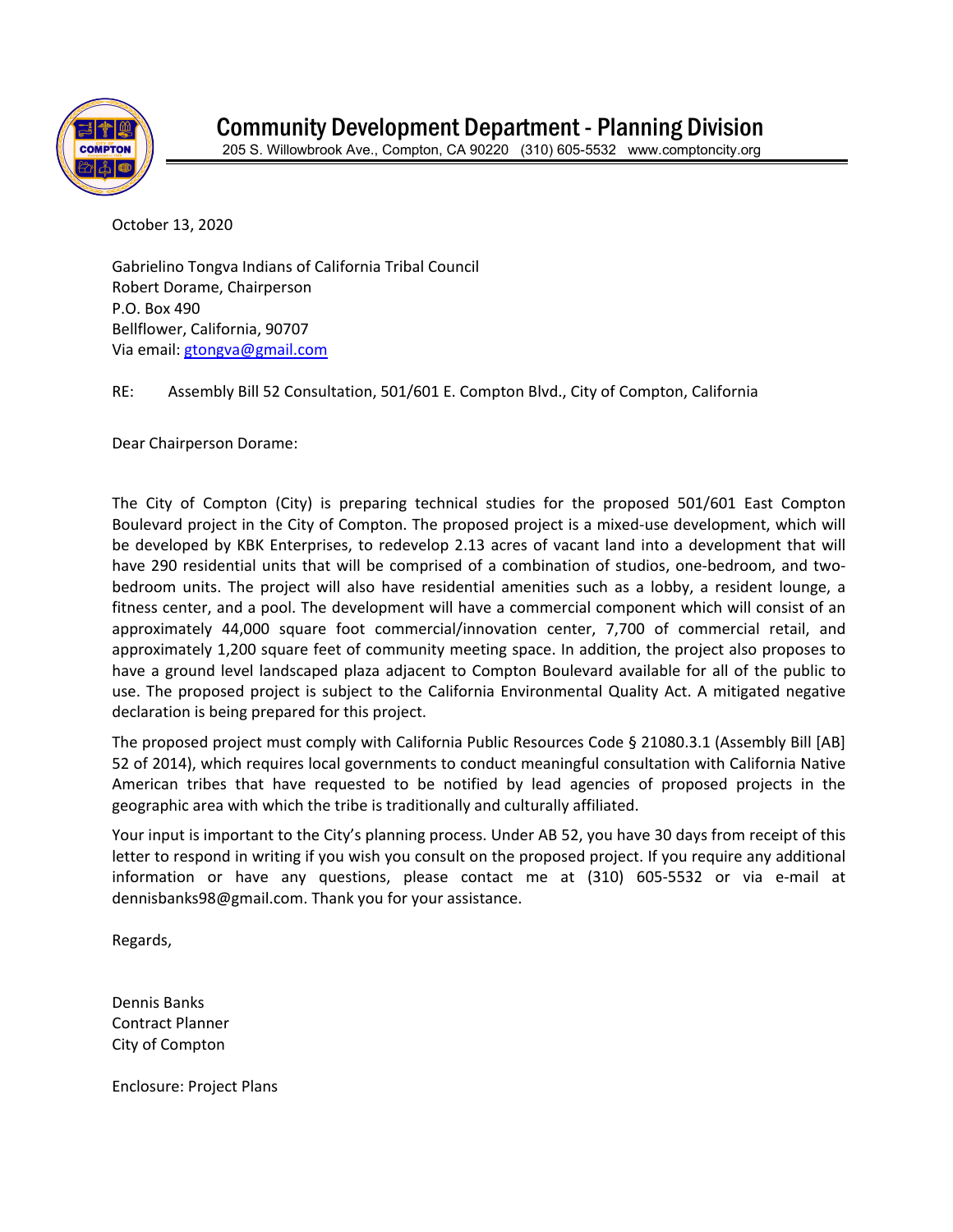# Community Development Department - Planning Division

205 S. Willowbrook Ave., Compton, CA 90220 (310) 605-5532 www.comptoncity.org

October 13, 2020

Gabrielino Tongva Indians of California Tribal Council
Robert Dorame, Chairperson
P.O. Box 490
Bellflower, California, 90707
Via email: gtongva@gmail.com

RE: Assembly Bill 52 Consultation, 501/601 E. Compton Blvd., City of Compton, California

Dear Chairperson Dorame:

The City of Compton (City) is preparing technical studies for the proposed 501/601 East Compton Boulevard project in the City of Compton. The proposed project is a mixed-use development, which will be developed by KBK Enterprises, to redevelop 2.13 acres of vacant land into a development that will have 290 residential units that will be comprised of a combination of studios, one-bedroom, and two-bedroom units. The project will also have residential amenities such as a lobby, a resident lounge, a fitness center, and a pool. The development will have a commercial component which will consist of an approximately 44,000 square foot commercial/innovation center, 7,700 of commercial retail, and approximately 1,200 square feet of community meeting space. In addition, the project also proposes to have a ground level landscaped plaza adjacent to Compton Boulevard available for all of the public to use. The proposed project is subject to the California Environmental Quality Act. A mitigated negative declaration is being prepared for this project.

The proposed project must comply with California Public Resources Code § 21080.3.1 (Assembly Bill [AB] 52 of 2014), which requires local governments to conduct meaningful consultation with California Native American tribes that have requested to be notified by lead agencies of proposed projects in the geographic area with which the tribe is traditionally and culturally affiliated.

Your input is important to the City's planning process. Under AB 52, you have 30 days from receipt of this letter to respond in writing if you wish you consult on the proposed project. If you require any additional information or have any questions, please contact me at (310) 605-5532 or via e-mail at dennisbanks98@gmail.com. Thank you for your assistance.

Regards,

Dennis Banks
Contract Planner
City of Compton

Enclosure: Project Plans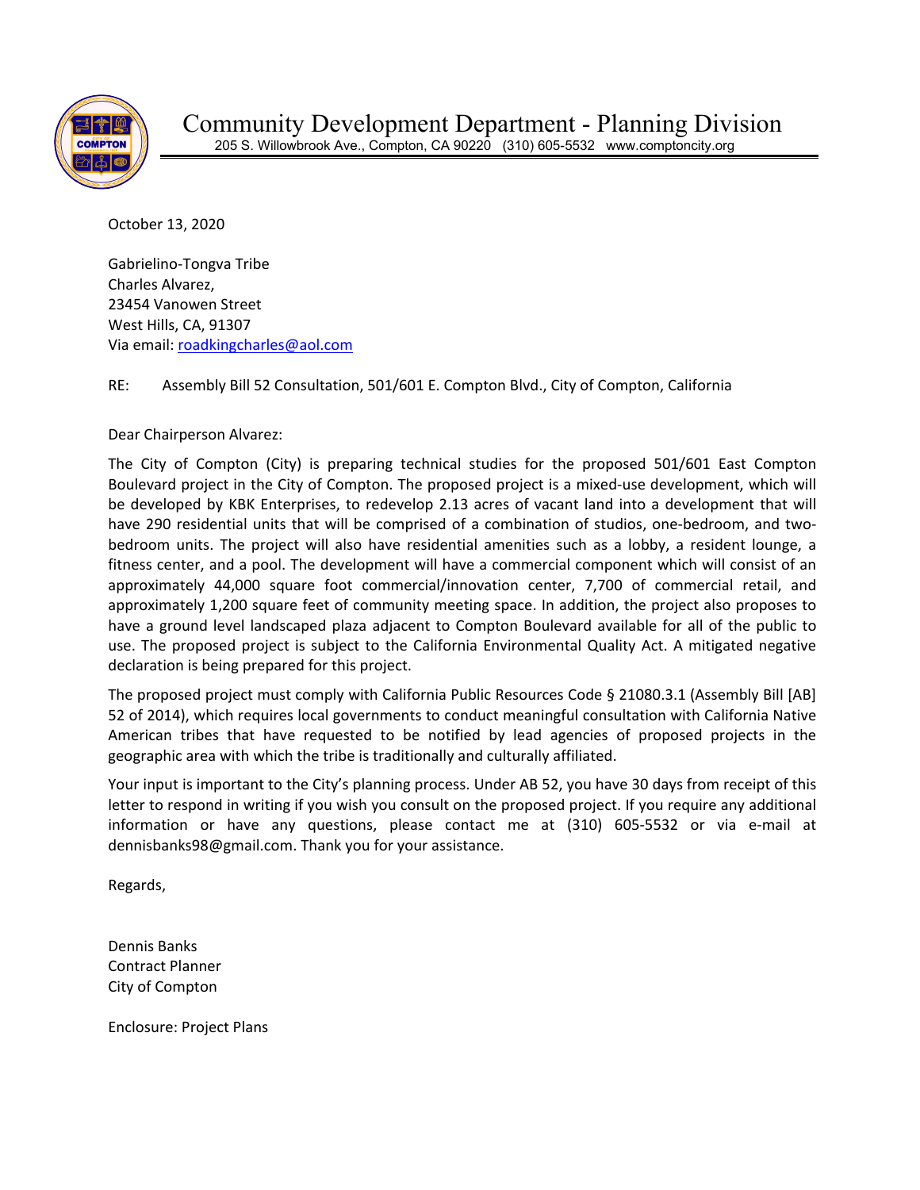Community Development Department - Planning Division

205 S. Willowbrook Ave., Compton, CA 90220 (310) 605-5532 www.comptoncity.org

October 13, 2020

Gabrielino-Tongva Tribe
Charles Alvarez,
23454 Vanowen Street
West Hills, CA, 91307
Via email: roadkingcharles@aol.com

RE: Assembly Bill 52 Consultation, 501/601 E. Compton Blvd., City of Compton, California

Dear Chairperson Alvarez:

The City of Compton (City) is preparing technical studies for the proposed 501/601 East Compton Boulevard project in the City of Compton. The proposed project is a mixed-use development, which will be developed by KBK Enterprises, to redevelop 2.13 acres of vacant land into a development that will have 290 residential units that will be comprised of a combination of studios, one-bedroom, and two-bedroom units. The project will also have residential amenities such as a lobby, a resident lounge, a fitness center, and a pool. The development will have a commercial component which will consist of an approximately 44,000 square foot commercial/innovation center, 7,700 of commercial retail, and approximately 1,200 square feet of community meeting space. In addition, the project also proposes to have a ground level landscaped plaza adjacent to Compton Boulevard available for all of the public to use. The proposed project is subject to the California Environmental Quality Act. A mitigated negative declaration is being prepared for this project.

The proposed project must comply with California Public Resources Code § 21080.3.1 (Assembly Bill [AB] 52 of 2014), which requires local governments to conduct meaningful consultation with California Native American tribes that have requested to be notified by lead agencies of proposed projects in the geographic area with which the tribe is traditionally and culturally affiliated.

Your input is important to the City's planning process. Under AB 52, you have 30 days from receipt of this letter to respond in writing if you wish you consult on the proposed project. If you require any additional information or have any questions, please contact me at (310) 605-5532 or via e-mail at dennisbanks98@gmail.com. Thank you for your assistance.

Regards,

Dennis Banks
Contract Planner
City of Compton

Enclosure: Project Plans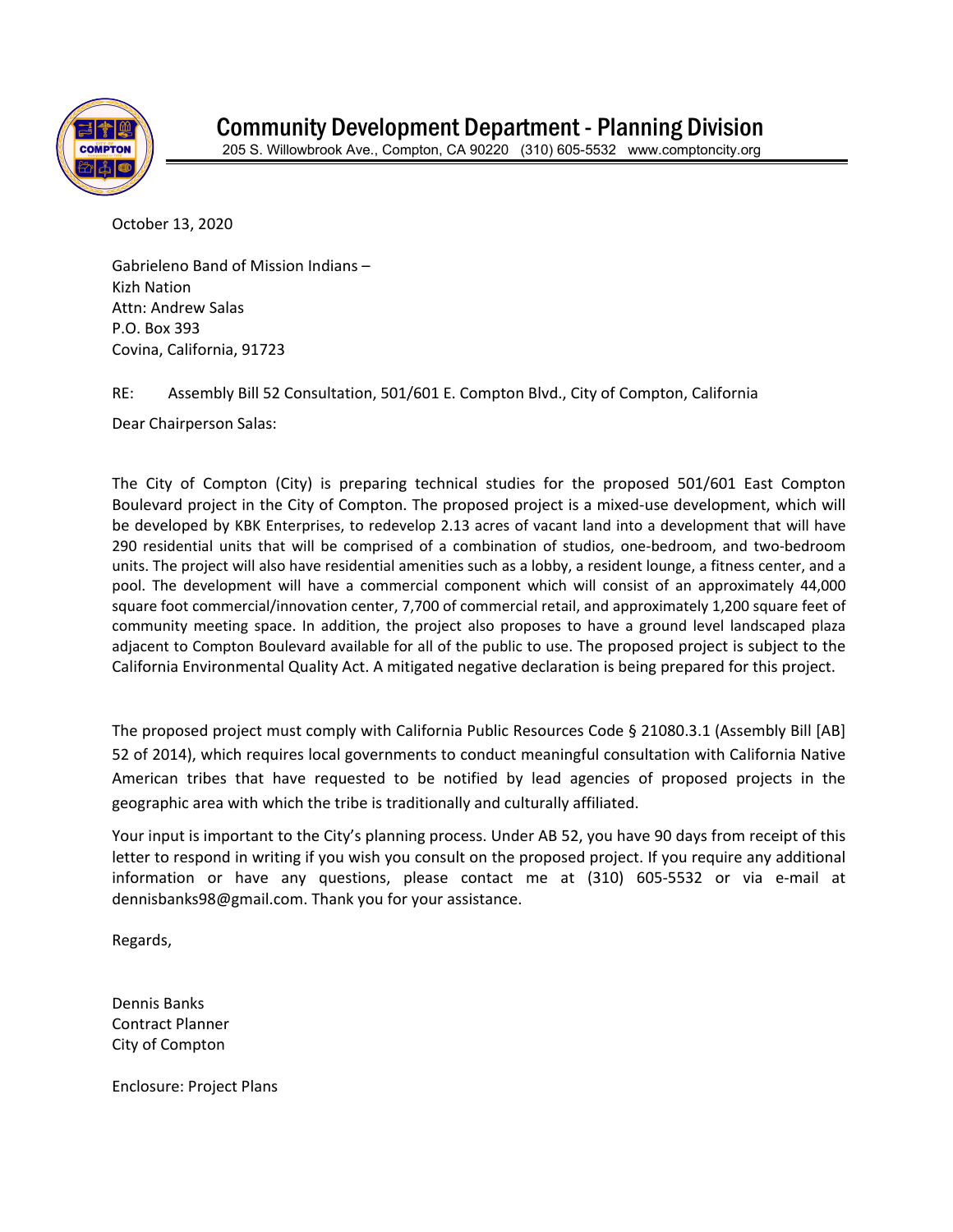# Community Development Department - Planning Division

205 S. Willowbrook Ave., Compton, CA 90220 (310) 605-5532 www.comptoncity.org

October 13, 2020

Gabrieleno Band of Mission Indians –
Kizh Nation
Attn: Andrew Salas
P.O. Box 393
Covina, California, 91723

RE: Assembly Bill 52 Consultation, 501/601 E. Compton Blvd., City of Compton, California

Dear Chairperson Salas:

The City of Compton (City) is preparing technical studies for the proposed 501/601 East Compton Boulevard project in the City of Compton. The proposed project is a mixed-use development, which will be developed by KBK Enterprises, to redevelop 2.13 acres of vacant land into a development that will have 290 residential units that will be comprised of a combination of studios, one-bedroom, and two-bedroom units. The project will also have residential amenities such as a lobby, a resident lounge, a fitness center, and a pool. The development will have a commercial component which will consist of an approximately 44,000 square foot commercial/innovation center, 7,700 of commercial retail, and approximately 1,200 square feet of community meeting space. In addition, the project also proposes to have a ground level landscaped plaza adjacent to Compton Boulevard available for all of the public to use. The proposed project is subject to the California Environmental Quality Act. A mitigated negative declaration is being prepared for this project.

The proposed project must comply with California Public Resources Code § 21080.3.1 (Assembly Bill [AB] 52 of 2014), which requires local governments to conduct meaningful consultation with California Native American tribes that have requested to be notified by lead agencies of proposed projects in the geographic area with which the tribe is traditionally and culturally affiliated.

Your input is important to the City's planning process. Under AB 52, you have 90 days from receipt of this letter to respond in writing if you wish you consult on the proposed project. If you require any additional information or have any questions, please contact me at (310) 605-5532 or via e-mail at dennisbanks98@gmail.com. Thank you for your assistance.

Regards,

Dennis Banks
Contract Planner
City of Compton

Enclosure: Project Plans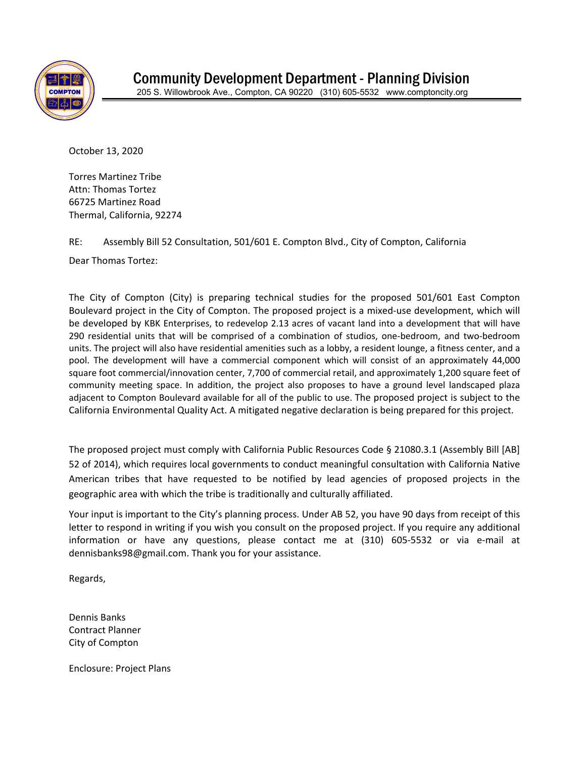# Community Development Department - Planning Division

205 S. Willowbrook Ave., Compton, CA 90220 (310) 605-5532 www.comptoncity.org

October 13, 2020

Torres Martinez Tribe
Attn: Thomas Tortez
66725 Martinez Road
Thermal, California, 92274

RE: Assembly Bill 52 Consultation, 501/601 E. Compton Blvd., City of Compton, California

Dear Thomas Tortez:

The City of Compton (City) is preparing technical studies for the proposed 501/601 East Compton Boulevard project in the City of Compton. The proposed project is a mixed-use development, which will be developed by KBK Enterprises, to redevelop 2.13 acres of vacant land into a development that will have 290 residential units that will be comprised of a combination of studios, one-bedroom, and two-bedroom units. The project will also have residential amenities such as a lobby, a resident lounge, a fitness center, and a pool. The development will have a commercial component which will consist of an approximately 44,000 square foot commercial/innovation center, 7,700 of commercial retail, and approximately 1,200 square feet of community meeting space. In addition, the project also proposes to have a ground level landscaped plaza adjacent to Compton Boulevard available for all of the public to use. The proposed project is subject to the California Environmental Quality Act. A mitigated negative declaration is being prepared for this project.

The proposed project must comply with California Public Resources Code § 21080.3.1 (Assembly Bill [AB] 52 of 2014), which requires local governments to conduct meaningful consultation with California Native American tribes that have requested to be notified by lead agencies of proposed projects in the geographic area with which the tribe is traditionally and culturally affiliated.

Your input is important to the City's planning process. Under AB 52, you have 90 days from receipt of this letter to respond in writing if you wish you consult on the proposed project. If you require any additional information or have any questions, please contact me at (310) 605-5532 or via e-mail at dennisbanks98@gmail.com. Thank you for your assistance.

Regards,

Dennis Banks
Contract Planner
City of Compton

Enclosure: Project Plans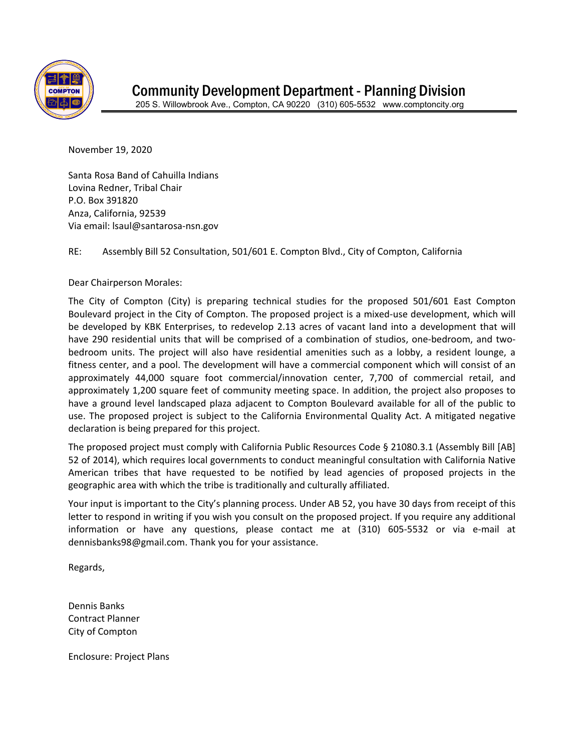# Community Development Department - Planning Division

205 S. Willowbrook Ave., Compton, CA 90220 (310) 605-5532 www.comptoncity.org

November 19, 2020

Santa Rosa Band of Cahuilla Indians
Lovina Redner, Tribal Chair
P.O. Box 391820
Anza, California, 92539
Via email: lsaul@santarosa-nsn.gov

RE: Assembly Bill 52 Consultation, 501/601 E. Compton Blvd., City of Compton, California

Dear Chairperson Morales:

The City of Compton (City) is preparing technical studies for the proposed 501/601 East Compton Boulevard project in the City of Compton. The proposed project is a mixed-use development, which will be developed by KBK Enterprises, to redevelop 2.13 acres of vacant land into a development that will have 290 residential units that will be comprised of a combination of studios, one-bedroom, and two-bedroom units. The project will also have residential amenities such as a lobby, a resident lounge, a fitness center, and a pool. The development will have a commercial component which will consist of an approximately 44,000 square foot commercial/innovation center, 7,700 of commercial retail, and approximately 1,200 square feet of community meeting space. In addition, the project also proposes to have a ground level landscaped plaza adjacent to Compton Boulevard available for all of the public to use. The proposed project is subject to the California Environmental Quality Act. A mitigated negative declaration is being prepared for this project.

The proposed project must comply with California Public Resources Code § 21080.3.1 (Assembly Bill [AB] 52 of 2014), which requires local governments to conduct meaningful consultation with California Native American tribes that have requested to be notified by lead agencies of proposed projects in the geographic area with which the tribe is traditionally and culturally affiliated.

Your input is important to the City's planning process. Under AB 52, you have 30 days from receipt of this letter to respond in writing if you wish you consult on the proposed project. If you require any additional information or have any questions, please contact me at (310) 605-5532 or via e-mail at dennisbanks98@gmail.com. Thank you for your assistance.

Regards,

Dennis Banks
Contract Planner
City of Compton

Enclosure: Project Plans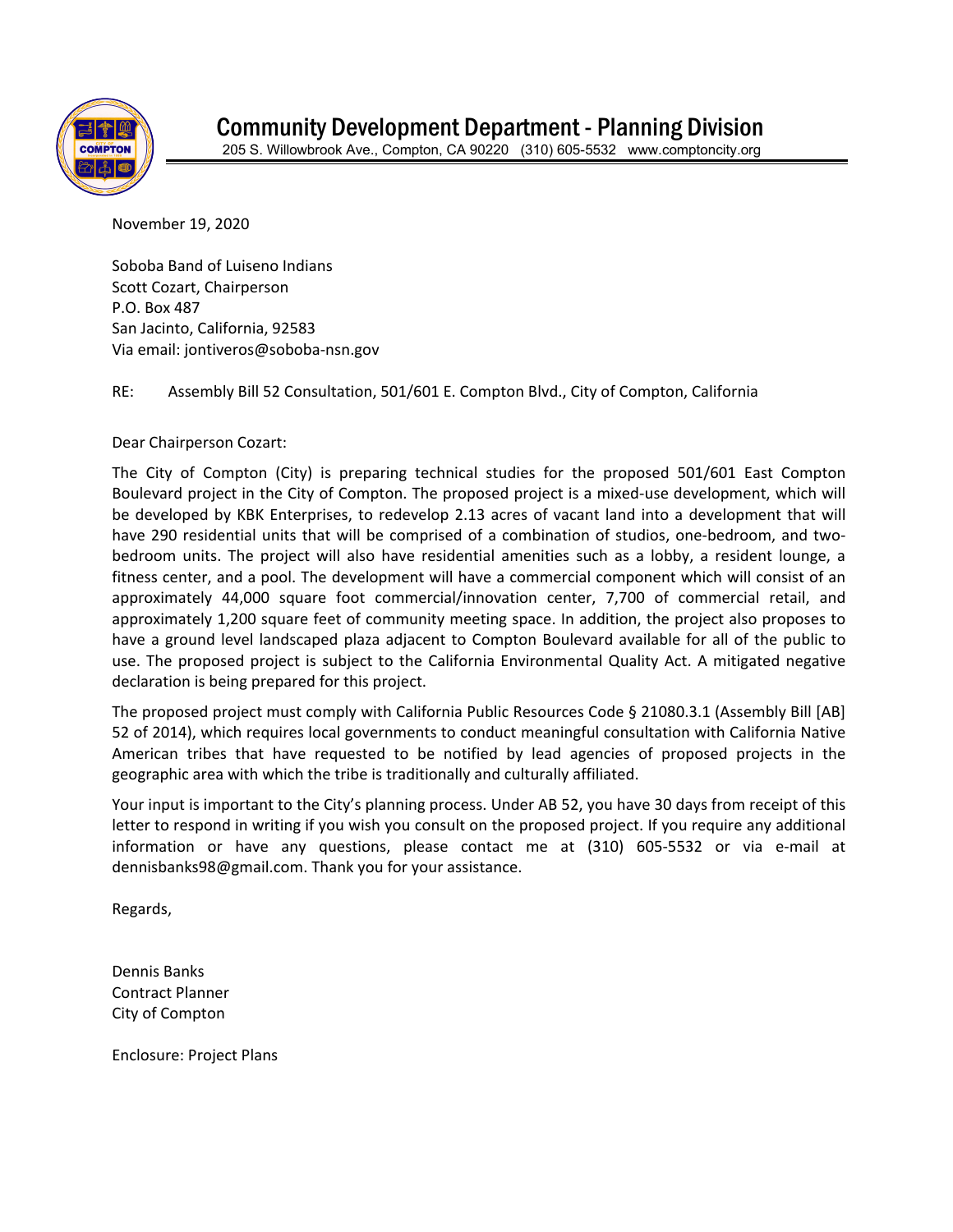# Community Development Department - Planning Division

205 S. Willowbrook Ave., Compton, CA 90220 (310) 605-5532 www.comptoncity.org

November 19, 2020

Soboba Band of Luiseno Indians
Scott Cozart, Chairperson
P.O. Box 487
San Jacinto, California, 92583
Via email: jontiveros@soboba-nsn.gov

RE: Assembly Bill 52 Consultation, 501/601 E. Compton Blvd., City of Compton, California

Dear Chairperson Cozart:

The City of Compton (City) is preparing technical studies for the proposed 501/601 East Compton Boulevard project in the City of Compton. The proposed project is a mixed-use development, which will be developed by KBK Enterprises, to redevelop 2.13 acres of vacant land into a development that will have 290 residential units that will be comprised of a combination of studios, one-bedroom, and two-bedroom units. The project will also have residential amenities such as a lobby, a resident lounge, a fitness center, and a pool. The development will have a commercial component which will consist of an approximately 44,000 square foot commercial/innovation center, 7,700 of commercial retail, and approximately 1,200 square feet of community meeting space. In addition, the project also proposes to have a ground level landscaped plaza adjacent to Compton Boulevard available for all of the public to use. The proposed project is subject to the California Environmental Quality Act. A mitigated negative declaration is being prepared for this project.

The proposed project must comply with California Public Resources Code § 21080.3.1 (Assembly Bill [AB] 52 of 2014), which requires local governments to conduct meaningful consultation with California Native American tribes that have requested to be notified by lead agencies of proposed projects in the geographic area with which the tribe is traditionally and culturally affiliated.

Your input is important to the City's planning process. Under AB 52, you have 30 days from receipt of this letter to respond in writing if you wish you consult on the proposed project. If you require any additional information or have any questions, please contact me at (310) 605-5532 or via e-mail at dennisbanks98@gmail.com. Thank you for your assistance.

Regards,

Dennis Banks
Contract Planner
City of Compton

Enclosure: Project Plans